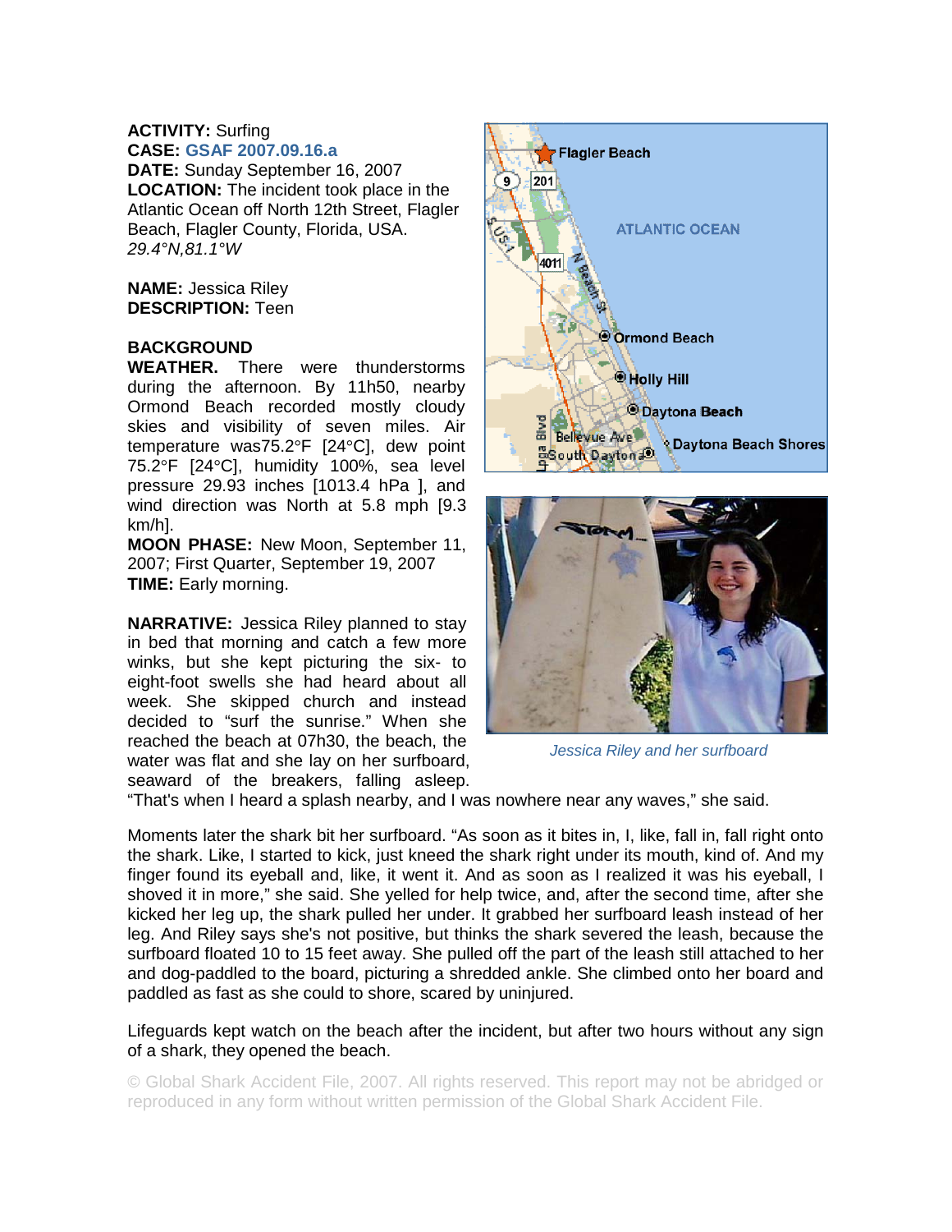**ACTIVITY:** Surfing
**CASE:** GSAF 2007.09.16.a
**DATE:** Sunday September 16, 2007
**LOCATION:** The incident took place in the Atlantic Ocean off North 12th Street, Flagler Beach, Flagler County, Florida, USA.
*29.4°N,81.1°W*

**NAME:** Jessica Riley
**DESCRIPTION:** Teen

**BACKGROUND**
**WEATHER.** There were thunderstorms during the afternoon. By 11h50, nearby Ormond Beach recorded mostly cloudy skies and visibility of seven miles. Air temperature was75.2°F [24°C], dew point 75.2°F [24°C], humidity 100%, sea level pressure 29.93 inches [1013.4 hPa ], and wind direction was North at 5.8 mph [9.3 km/h].
**MOON PHASE:** New Moon, September 11, 2007; First Quarter, September 19, 2007
**TIME:** Early morning.

*Jessica Riley and her surfboard*

**NARRATIVE:** Jessica Riley planned to stay in bed that morning and catch a few more winks, but she kept picturing the six- to eight-foot swells she had heard about all week. She skipped church and instead decided to "surf the sunrise." When she reached the beach at 07h30, the beach, the water was flat and she lay on her surfboard, seaward of the breakers, falling asleep. "That's when I heard a splash nearby, and I was nowhere near any waves," she said.

Moments later the shark bit her surfboard. "As soon as it bites in, I, like, fall in, fall right onto the shark. Like, I started to kick, just kneed the shark right under its mouth, kind of. And my finger found its eyeball and, like, it went it. And as soon as I realized it was his eyeball, I shoved it in more," she said. She yelled for help twice, and, after the second time, after she kicked her leg up, the shark pulled her under. It grabbed her surfboard leash instead of her leg. And Riley says she's not positive, but thinks the shark severed the leash, because the surfboard floated 10 to 15 feet away. She pulled off the part of the leash still attached to her and dog-paddled to the board, picturing a shredded ankle. She climbed onto her board and paddled as fast as she could to shore, scared by uninjured.

Lifeguards kept watch on the beach after the incident, but after two hours without any sign of a shark, they opened the beach.

© Global Shark Accident File, 2007. All rights reserved. This report may not be abridged or reproduced in any form without written permission of the Global Shark Accident File.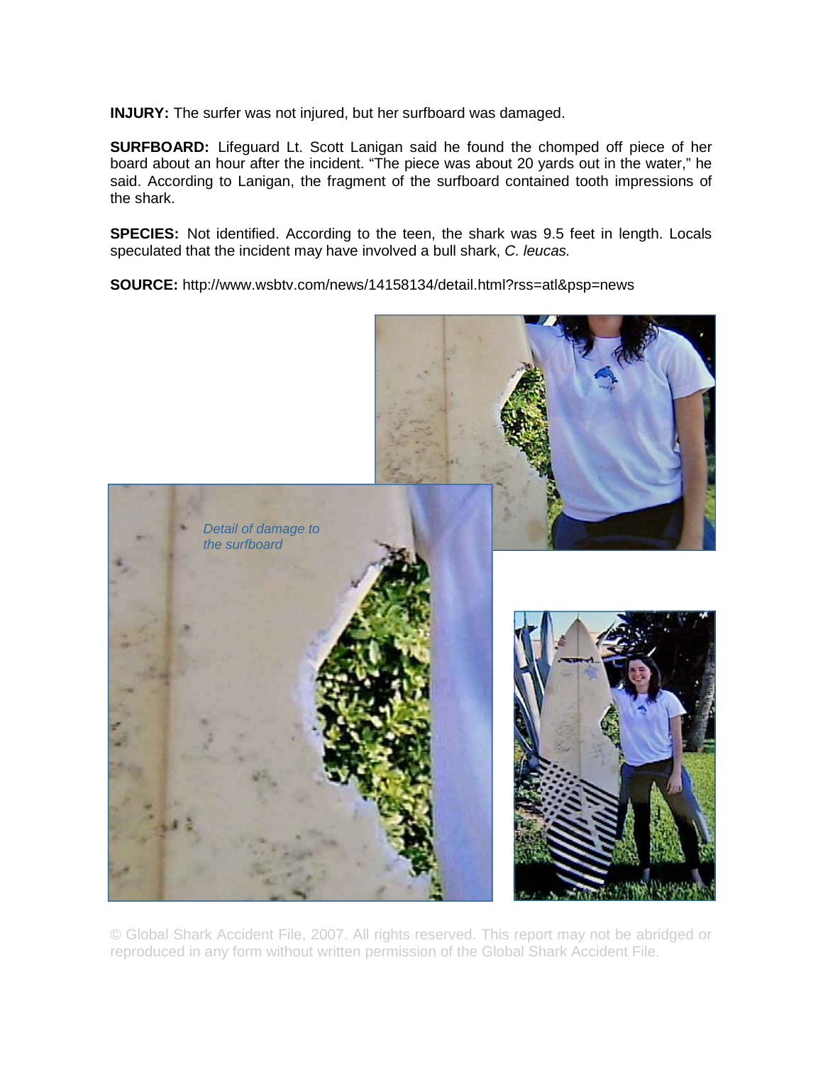**INJURY:** The surfer was not injured, but her surfboard was damaged.

**SURFBOARD:** Lifeguard Lt. Scott Lanigan said he found the chomped off piece of her board about an hour after the incident. “The piece was about 20 yards out in the water,” he said. According to Lanigan, the fragment of the surfboard contained tooth impressions of the shark.

**SPECIES:** Not identified. According to the teen, the shark was 9.5 feet in length. Locals speculated that the incident may have involved a bull shark, *C. leucas.*

**SOURCE:** http://www.wsbtv.com/news/14158134/detail.html?rss=atl&psp=news

*Detail of damage to the surfboard*

© Global Shark Accident File, 2007. All rights reserved. This report may not be abridged or reproduced in any form without written permission of the Global Shark Accident File.